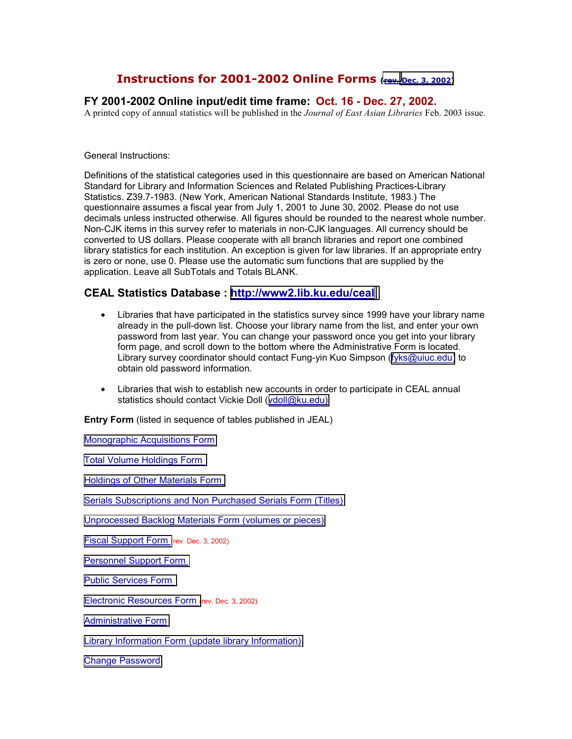# Instructions for 2001-2002 Online Forms (rev. Dec. 3, 2002)

## FY 2001-2002 Online input/edit time frame: Oct. 16 - Dec. 27, 2002.

A printed copy of annual statistics will be published in the *Journal of East Asian Libraries* Feb. 2003 issue.

General Instructions:

Definitions of the statistical categories used in this questionnaire are based on American National Standard for Library and Information Sciences and Related Publishing Practices-Library Statistics. Z39.7-1983. (New York, American National Standards Institute, 1983.) The questionnaire assumes a fiscal year from July 1, 2001 to June 30, 2002. Please do not use decimals unless instructed otherwise. All figures should be rounded to the nearest whole number. Non-CJK items in this survey refer to materials in non-CJK languages. All currency should be converted to US dollars. Please cooperate with all branch libraries and report one combined library statistics for each institution. An exception is given for law libraries. If an appropriate entry is zero or none, use 0. Please use the automatic sum functions that are supplied by the application. Leave all SubTotals and Totals BLANK.

## CEAL Statistics Database : http://www2.lib.ku.edu/ceal

- Libraries that have participated in the statistics survey since 1999 have your library name already in the pull-down list. Choose your library name from the list, and enter your own password from last year. You can change your password once you get into your library form page, and scroll down to the bottom where the Administrative Form is located. Library survey coordinator should contact Fung-yin Kuo Simpson (fyks@uiuc.edu) to obtain old password information.
- Libraries that wish to establish new accounts in order to participate in CEAL annual statistics should contact Vickie Doll (vdoll@ku.edu)

**Entry Form** (listed in sequence of tables published in JEAL)

Monographic Acquisitions Form

Total Volume Holdings Form

Holdings of Other Materials Form

Serials Subscriptions and Non Purchased Serials Form (Titles)

Unprocessed Backlog Materials Form (volumes or pieces)

Fiscal Support Form (rev. Dec. 3, 2002)

Personnel Support Form

Public Services Form

Electronic Resources Form (rev. Dec. 3, 2002)

Administrative Form

Library Information Form (update library Information)

Change Password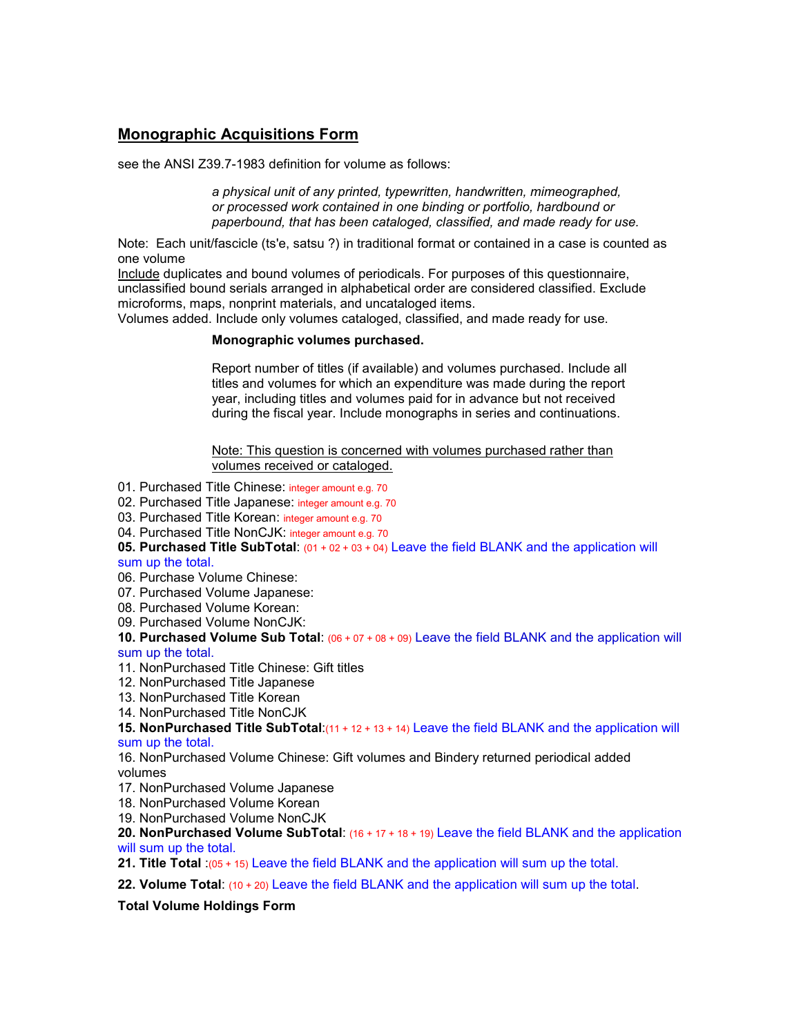## Monographic Acquisitions Form

see the ANSI Z39.7-1983 definition for volume as follows:

> *a physical unit of any printed, typewritten, handwritten, mimeographed, or processed work contained in one binding or portfolio, hardbound or paperbound, that has been cataloged, classified, and made ready for use.*

Note: Each unit/fascicle (ts'e, satsu ?) in traditional format or contained in a case is counted as one volume

Include duplicates and bound volumes of periodicals. For purposes of this questionnaire, unclassified bound serials arranged in alphabetical order are considered classified. Exclude microforms, maps, nonprint materials, and uncataloged items.

Volumes added. Include only volumes cataloged, classified, and made ready for use.

> **Monographic volumes purchased.**
>
> Report number of titles (if available) and volumes purchased. Include all titles and volumes for which an expenditure was made during the report year, including titles and volumes paid for in advance but not received during the fiscal year. Include monographs in series and continuations.
>
> Note: This question is concerned with volumes purchased rather than volumes received or cataloged.

01. Purchased Title Chinese: integer amount e.g. 70
02. Purchased Title Japanese: integer amount e.g. 70
03. Purchased Title Korean: integer amount e.g. 70
04. Purchased Title NonCJK: integer amount e.g. 70

**05. Purchased Title SubTotal**: (01 + 02 + 03 + 04) Leave the field BLANK and the application will sum up the total.

06. Purchase Volume Chinese:
07. Purchased Volume Japanese:
08. Purchased Volume Korean:
09. Purchased Volume NonCJK:

**10. Purchased Volume Sub Total**: (06 + 07 + 08 + 09) Leave the field BLANK and the application will sum up the total.

11. NonPurchased Title Chinese: Gift titles
12. NonPurchased Title Japanese
13. NonPurchased Title Korean
14. NonPurchased Title NonCJK

**15. NonPurchased Title SubTotal**:(11 + 12 + 13 + 14) Leave the field BLANK and the application will sum up the total.

16. NonPurchased Volume Chinese: Gift volumes and Bindery returned periodical added volumes
17. NonPurchased Volume Japanese
18. NonPurchased Volume Korean
19. NonPurchased Volume NonCJK

**20. NonPurchased Volume SubTotal**: (16 + 17 + 18 + 19) Leave the field BLANK and the application will sum up the total.

**21. Title Total** :(05 + 15) Leave the field BLANK and the application will sum up the total.

**22. Volume Total**: (10 + 20) Leave the field BLANK and the application will sum up the total.

**Total Volume Holdings Form**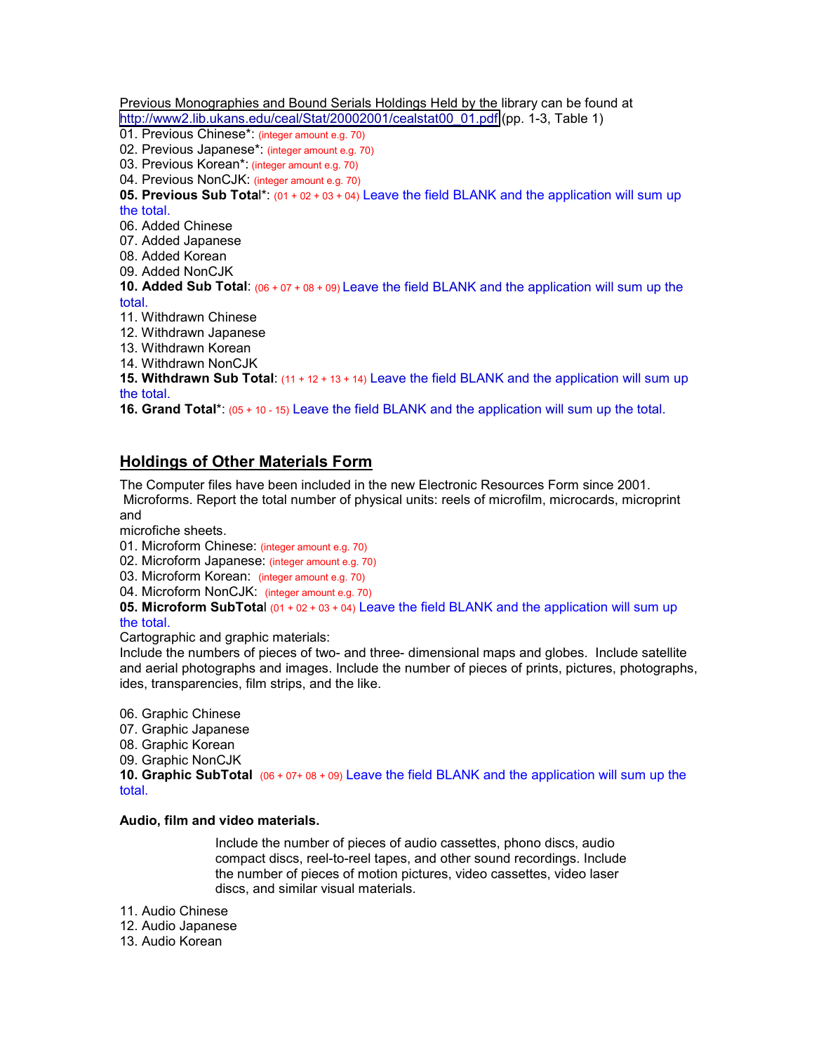Previous Monographies and Bound Serials Holdings Held by the library can be found at http://www2.lib.ukans.edu/ceal/Stat/20002001/cealstat00_01.pdf (pp. 1-3, Table 1)

01. Previous Chinese*: (integer amount e.g. 70)
02. Previous Japanese*: (integer amount e.g. 70)
03. Previous Korean*: (integer amount e.g. 70)
04. Previous NonCJK: (integer amount e.g. 70)
**05. Previous Sub Total***: (01 + 02 + 03 + 04) Leave the field BLANK and the application will sum up the total.
06. Added Chinese
07. Added Japanese
08. Added Korean
09. Added NonCJK
**10. Added Sub Total**: (06 + 07 + 08 + 09) Leave the field BLANK and the application will sum up the total.
11. Withdrawn Chinese
12. Withdrawn Japanese
13. Withdrawn Korean
14. Withdrawn NonCJK
**15. Withdrawn Sub Total**: (11 + 12 + 13 + 14) Leave the field BLANK and the application will sum up the total.
**16. Grand Total***: (05 + 10 - 15) Leave the field BLANK and the application will sum up the total.

## Holdings of Other Materials Form

The Computer files have been included in the new Electronic Resources Form since 2001.
Microforms. Report the total number of physical units: reels of microfilm, microcards, microprint and
microfiche sheets.

01. Microform Chinese: (integer amount e.g. 70)
02. Microform Japanese: (integer amount e.g. 70)
03. Microform Korean: (integer amount e.g. 70)
04. Microform NonCJK: (integer amount e.g. 70)
**05. Microform SubTotal** (01 + 02 + 03 + 04) Leave the field BLANK and the application will sum up the total.

Cartographic and graphic materials:
Include the numbers of pieces of two- and three- dimensional maps and globes. Include satellite and aerial photographs and images. Include the number of pieces of prints, pictures, photographs, ides, transparencies, film strips, and the like.

06. Graphic Chinese
07. Graphic Japanese
08. Graphic Korean
09. Graphic NonCJK
**10. Graphic SubTotal** (06 + 07+ 08 + 09) Leave the field BLANK and the application will sum up the total.

**Audio, film and video materials.**

Include the number of pieces of audio cassettes, phono discs, audio compact discs, reel-to-reel tapes, and other sound recordings. Include the number of pieces of motion pictures, video cassettes, video laser discs, and similar visual materials.

11. Audio Chinese
12. Audio Japanese
13. Audio Korean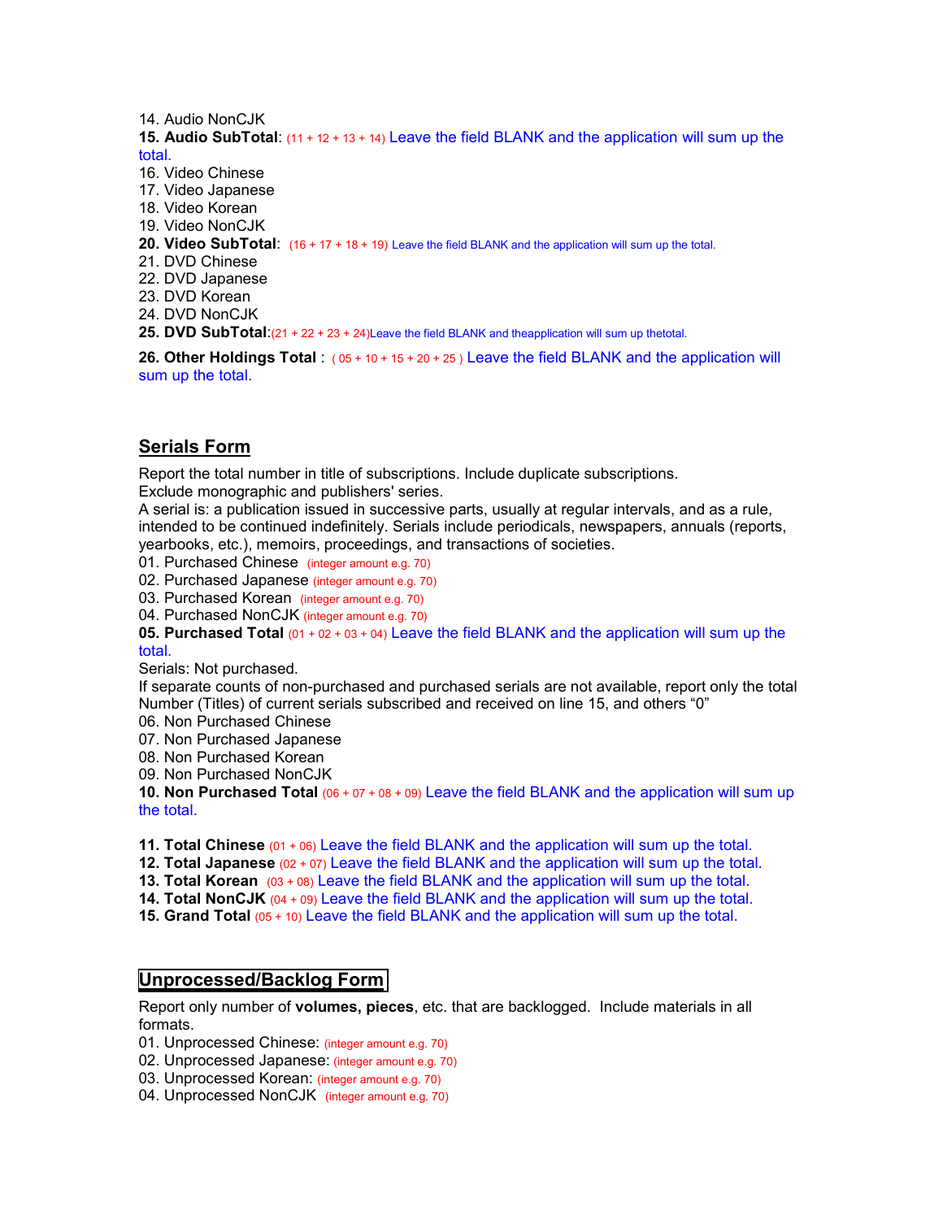14. Audio NonCJK

**15. Audio SubTotal**: (11 + 12 + 13 + 14) Leave the field BLANK and the application will sum up the total.

16. Video Chinese
17. Video Japanese
18. Video Korean
19. Video NonCJK

**20. Video SubTotal**: (16 + 17 + 18 + 19) Leave the field BLANK and the application will sum up the total.

21. DVD Chinese
22. DVD Japanese
23. DVD Korean
24. DVD NonCJK

**25. DVD SubTotal**:(21 + 22 + 23 + 24)Leave the field BLANK and theapplication will sum up thetotal.

**26. Other Holdings Total** : ( 05 + 10 + 15 + 20 + 25 ) Leave the field BLANK and the application will sum up the total.

## Serials Form

Report the total number in title of subscriptions. Include duplicate subscriptions.
Exclude monographic and publishers' series.
A serial is: a publication issued in successive parts, usually at regular intervals, and as a rule, intended to be continued indefinitely. Serials include periodicals, newspapers, annuals (reports, yearbooks, etc.), memoirs, proceedings, and transactions of societies.

01. Purchased Chinese (integer amount e.g. 70)
02. Purchased Japanese (integer amount e.g. 70)
03. Purchased Korean (integer amount e.g. 70)
04. Purchased NonCJK (integer amount e.g. 70)

**05. Purchased Total** (01 + 02 + 03 + 04) Leave the field BLANK and the application will sum up the total.

Serials: Not purchased.
If separate counts of non-purchased and purchased serials are not available, report only the total Number (Titles) of current serials subscribed and received on line 15, and others "0"

06. Non Purchased Chinese
07. Non Purchased Japanese
08. Non Purchased Korean
09. Non Purchased NonCJK

**10. Non Purchased Total** (06 + 07 + 08 + 09) Leave the field BLANK and the application will sum up the total.

**11. Total Chinese** (01 + 06) Leave the field BLANK and the application will sum up the total.
**12. Total Japanese** (02 + 07) Leave the field BLANK and the application will sum up the total.
**13. Total Korean** (03 + 08) Leave the field BLANK and the application will sum up the total.
**14. Total NonCJK** (04 + 09) Leave the field BLANK and the application will sum up the total.
**15. Grand Total** (05 + 10) Leave the field BLANK and the application will sum up the total.

## Unprocessed/Backlog Form

Report only number of **volumes, pieces**, etc. that are backlogged. Include materials in all formats.

01. Unprocessed Chinese: (integer amount e.g. 70)
02. Unprocessed Japanese: (integer amount e.g. 70)
03. Unprocessed Korean: (integer amount e.g. 70)
04. Unprocessed NonCJK (integer amount e.g. 70)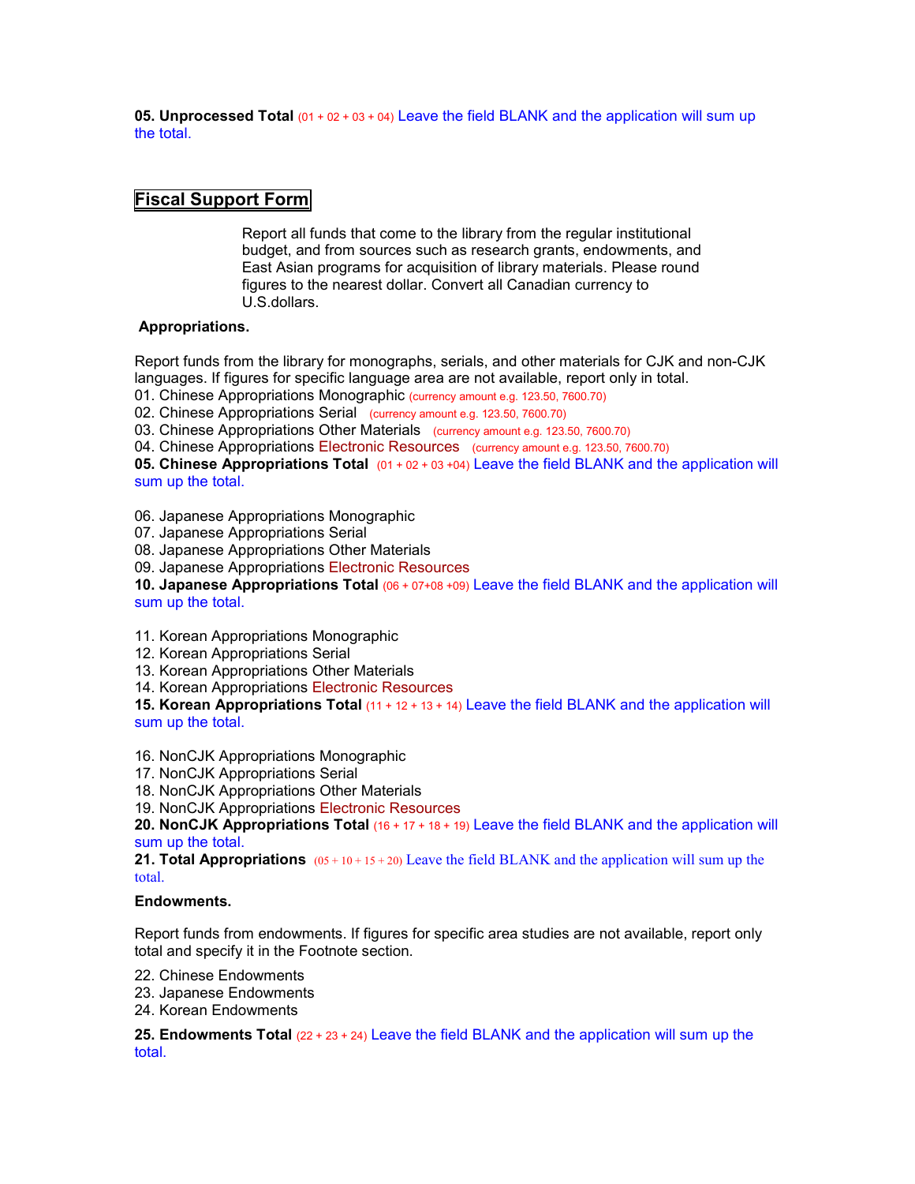**05. Unprocessed Total** (01 + 02 + 03 + 04) Leave the field BLANK and the application will sum up the total.

## Fiscal Support Form

Report all funds that come to the library from the regular institutional budget, and from sources such as research grants, endowments, and East Asian programs for acquisition of library materials. Please round figures to the nearest dollar. Convert all Canadian currency to U.S.dollars.

**Appropriations.**

Report funds from the library for monographs, serials, and other materials for CJK and non-CJK languages. If figures for specific language area are not available, report only in total.

01. Chinese Appropriations Monographic (currency amount e.g. 123.50, 7600.70)
02. Chinese Appropriations Serial (currency amount e.g. 123.50, 7600.70)
03. Chinese Appropriations Other Materials (currency amount e.g. 123.50, 7600.70)
04. Chinese Appropriations Electronic Resources (currency amount e.g. 123.50, 7600.70)
**05. Chinese Appropriations Total** (01 + 02 + 03 +04) Leave the field BLANK and the application will sum up the total.

06. Japanese Appropriations Monographic
07. Japanese Appropriations Serial
08. Japanese Appropriations Other Materials
09. Japanese Appropriations Electronic Resources
**10. Japanese Appropriations Total** (06 + 07+08 +09) Leave the field BLANK and the application will sum up the total.

11. Korean Appropriations Monographic
12. Korean Appropriations Serial
13. Korean Appropriations Other Materials
14. Korean Appropriations Electronic Resources
**15. Korean Appropriations Total** (11 + 12 + 13 + 14) Leave the field BLANK and the application will sum up the total.

16. NonCJK Appropriations Monographic
17. NonCJK Appropriations Serial
18. NonCJK Appropriations Other Materials
19. NonCJK Appropriations Electronic Resources
**20. NonCJK Appropriations Total** (16 + 17 + 18 + 19) Leave the field BLANK and the application will sum up the total.
**21. Total Appropriations** (05 + 10 + 15 + 20) Leave the field BLANK and the application will sum up the total.

**Endowments.**

Report funds from endowments. If figures for specific area studies are not available, report only total and specify it in the Footnote section.

22. Chinese Endowments
23. Japanese Endowments
24. Korean Endowments

**25. Endowments Total** (22 + 23 + 24) Leave the field BLANK and the application will sum up the total.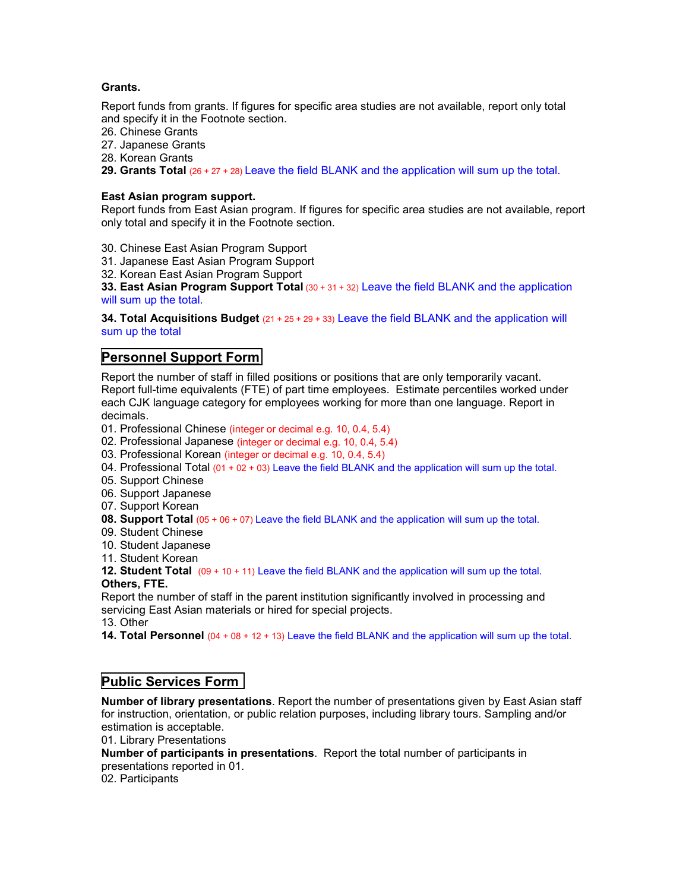**Grants.**

Report funds from grants. If figures for specific area studies are not available, report only total and specify it in the Footnote section.

26. Chinese Grants
27. Japanese Grants
28. Korean Grants

**29. Grants Total** (26 + 27 + 28) Leave the field BLANK and the application will sum up the total.

**East Asian program support.**
Report funds from East Asian program. If figures for specific area studies are not available, report only total and specify it in the Footnote section.

30. Chinese East Asian Program Support
31. Japanese East Asian Program Support
32. Korean East Asian Program Support

**33. East Asian Program Support Total** (30 + 31 + 32) Leave the field BLANK and the application will sum up the total.

**34. Total Acquisitions Budget** (21 + 25 + 29 + 33) Leave the field BLANK and the application will sum up the total

## Personnel Support Form

Report the number of staff in filled positions or positions that are only temporarily vacant. Report full-time equivalents (FTE) of part time employees. Estimate percentiles worked under each CJK language category for employees working for more than one language. Report in decimals.

01. Professional Chinese (integer or decimal e.g. 10, 0.4, 5.4)
02. Professional Japanese (integer or decimal e.g. 10, 0.4, 5.4)
03. Professional Korean (integer or decimal e.g. 10, 0.4, 5.4)
04. Professional Total (01 + 02 + 03) Leave the field BLANK and the application will sum up the total.
05. Support Chinese
06. Support Japanese
07. Support Korean

**08. Support Total** (05 + 06 + 07) Leave the field BLANK and the application will sum up the total.

09. Student Chinese
10. Student Japanese
11. Student Korean

**12. Student Total** (09 + 10 + 11) Leave the field BLANK and the application will sum up the total.

**Others, FTE.**
Report the number of staff in the parent institution significantly involved in processing and servicing East Asian materials or hired for special projects.

13. Other

**14. Total Personnel** (04 + 08 + 12 + 13) Leave the field BLANK and the application will sum up the total.

## Public Services Form

**Number of library presentations**. Report the number of presentations given by East Asian staff for instruction, orientation, or public relation purposes, including library tours. Sampling and/or estimation is acceptable.

01. Library Presentations

**Number of participants in presentations**. Report the total number of participants in presentations reported in 01.

02. Participants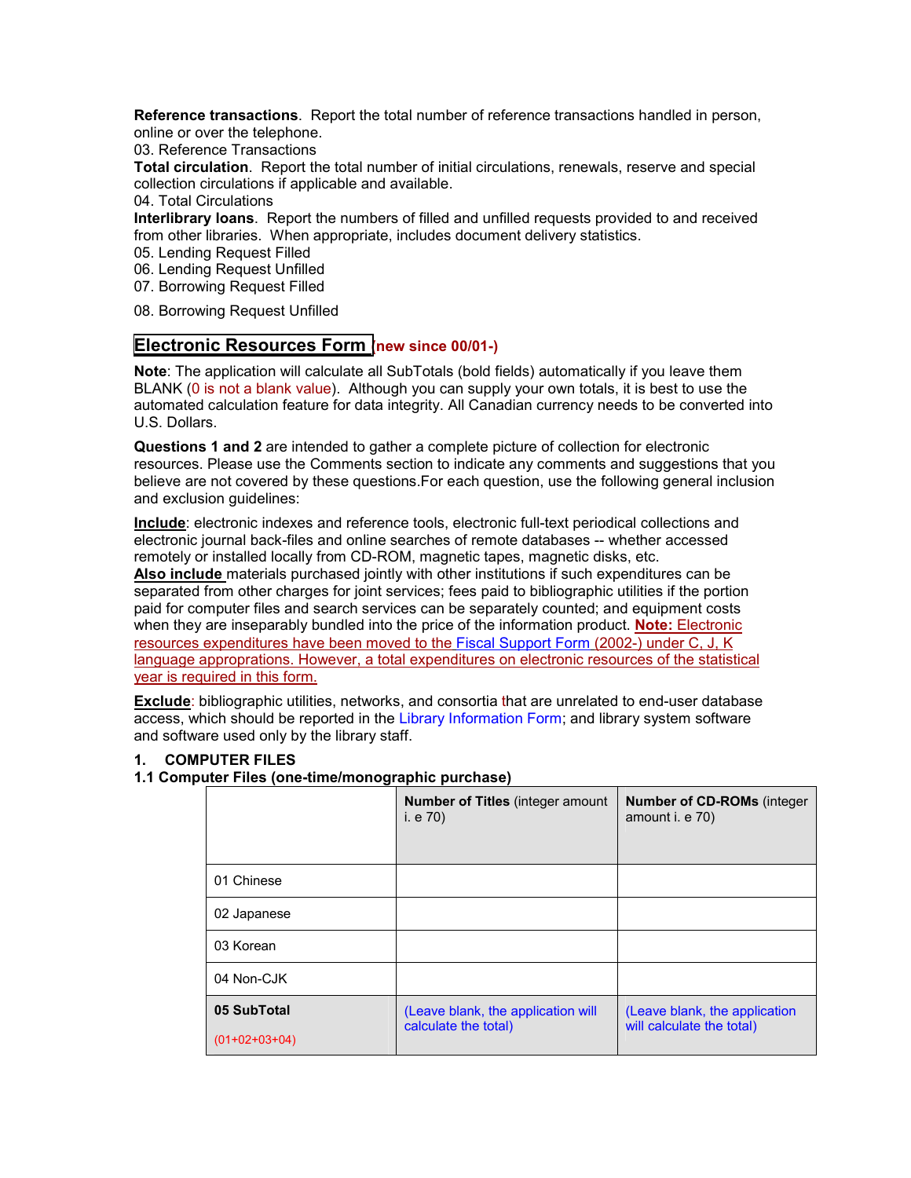**Reference transactions**. Report the total number of reference transactions handled in person, online or over the telephone.
03. Reference Transactions
**Total circulation**. Report the total number of initial circulations, renewals, reserve and special collection circulations if applicable and available.
04. Total Circulations
**Interlibrary loans**. Report the numbers of filled and unfilled requests provided to and received from other libraries. When appropriate, includes document delivery statistics.
05. Lending Request Filled
06. Lending Request Unfilled
07. Borrowing Request Filled

08. Borrowing Request Unfilled

## Electronic Resources Form (new since 00/01-)

**Note**: The application will calculate all SubTotals (bold fields) automatically if you leave them BLANK (0 is not a blank value). Although you can supply your own totals, it is best to use the automated calculation feature for data integrity. All Canadian currency needs to be converted into U.S. Dollars.

**Questions 1 and 2** are intended to gather a complete picture of collection for electronic resources. Please use the Comments section to indicate any comments and suggestions that you believe are not covered by these questions.For each question, use the following general inclusion and exclusion guidelines:

**Include**: electronic indexes and reference tools, electronic full-text periodical collections and electronic journal back-files and online searches of remote databases -- whether accessed remotely or installed locally from CD-ROM, magnetic tapes, magnetic disks, etc.
**Also include** materials purchased jointly with other institutions if such expenditures can be separated from other charges for joint services; fees paid to bibliographic utilities if the portion paid for computer files and search services can be separately counted; and equipment costs when they are inseparably bundled into the price of the information product. **Note:** Electronic resources expenditures have been moved to the Fiscal Support Form (2002-) under C, J, K language appropriations. However, a total expenditures on electronic resources of the statistical year is required in this form.

**Exclude**: bibliographic utilities, networks, and consortia that are unrelated to end-user database access, which should be reported in the Library Information Form; and library system software and software used only by the library staff.

### 1. COMPUTER FILES

**1.1 Computer Files (one-time/monographic purchase)**

| | **Number of Titles** (integer amount i. e 70) | **Number of CD-ROMs** (integer amount i. e 70) |
|---|---|---|
| 01 Chinese | | |
| 02 Japanese | | |
| 03 Korean | | |
| 04 Non-CJK | | |
| **05 SubTotal** (01+02+03+04) | (Leave blank, the application will calculate the total) | (Leave blank, the application will calculate the total) |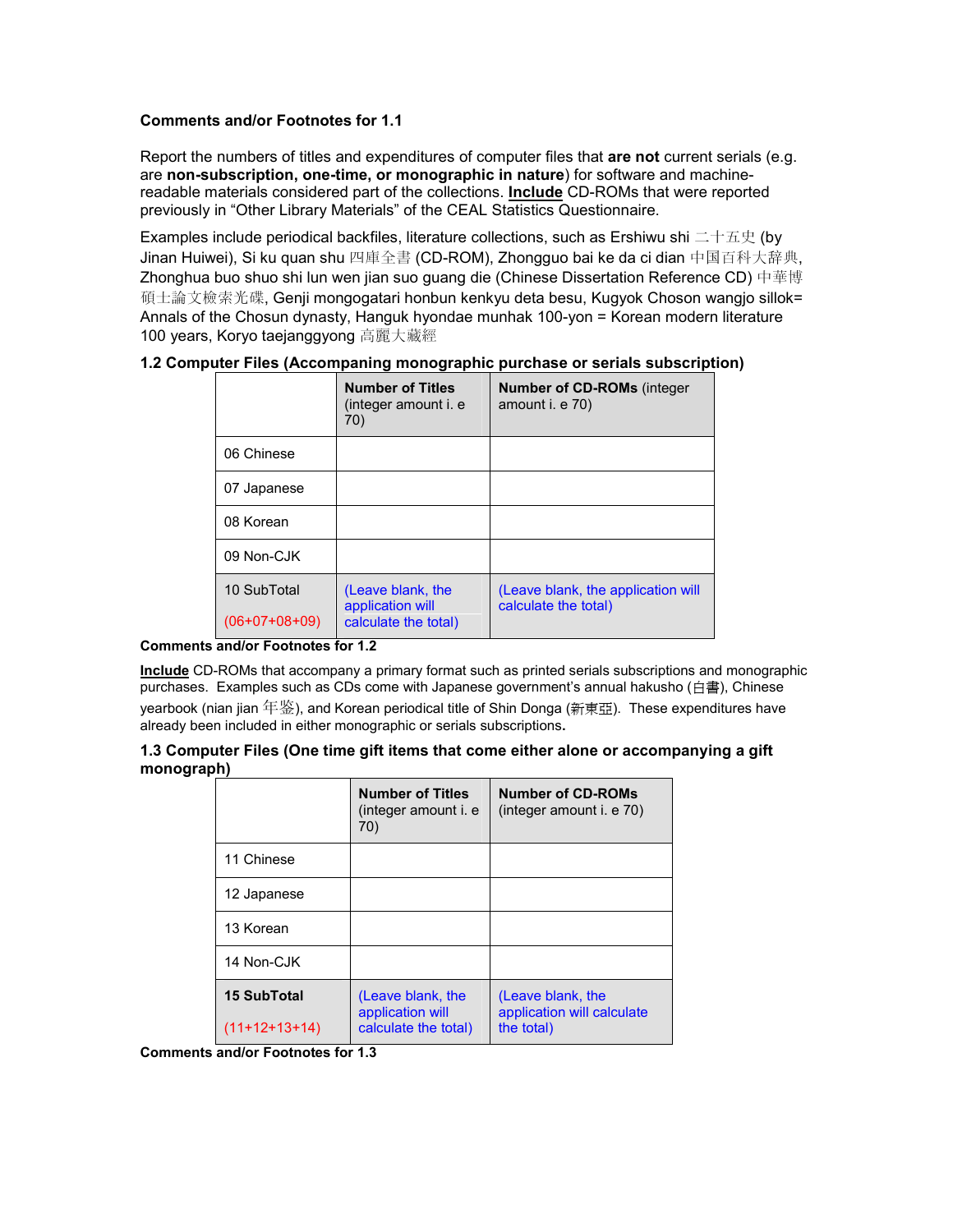**Comments and/or Footnotes for 1.1**

Report the numbers of titles and expenditures of computer files that **are not** current serials (e.g. are **non-subscription, one-time, or monographic in nature**) for software and machine-readable materials considered part of the collections. **Include** CD-ROMs that were reported previously in "Other Library Materials" of the CEAL Statistics Questionnaire.

Examples include periodical backfiles, literature collections, such as Ershiwu shi 二十五史 (by Jinan Huiwei), Si ku quan shu 四庫全書 (CD-ROM), Zhongguo bai ke da ci dian 中国百科大辞典, Zhonghua buo shuo shi lun wen jian suo guang die (Chinese Dissertation Reference CD) 中華博碩士論文檢索光碟, Genji mongogatari honbun kenkyu deta besu, Kugyok Choson wangjo sillok= Annals of the Chosun dynasty, Hanguk hyondae munhak 100-yon = Korean modern literature 100 years, Koryo taejanggyong 高麗大藏經

### 1.2 Computer Files (Accompaning monographic purchase or serials subscription)

| | **Number of Titles** (integer amount i. e 70) | **Number of CD-ROMs** (integer amount i. e 70) |
|---|---|---|
| 06 Chinese | | |
| 07 Japanese | | |
| 08 Korean | | |
| 09 Non-CJK | | |
| 10 SubTotal (06+07+08+09) | (Leave blank, the application will calculate the total) | (Leave blank, the application will calculate the total) |

**Comments and/or Footnotes for 1.2**

**Include** CD-ROMs that accompany a primary format such as printed serials subscriptions and monographic purchases. Examples such as CDs come with Japanese government's annual hakusho (白書), Chinese yearbook (nian jian 年鉴), and Korean periodical title of Shin Donga (新東亞). These expenditures have already been included in either monographic or serials subscriptions.

### 1.3 Computer Files (One time gift items that come either alone or accompanying a gift monograph)

| | **Number of Titles** (integer amount i. e 70) | **Number of CD-ROMs** (integer amount i. e 70) |
|---|---|---|
| 11 Chinese | | |
| 12 Japanese | | |
| 13 Korean | | |
| 14 Non-CJK | | |
| **15 SubTotal** (11+12+13+14) | (Leave blank, the application will calculate the total) | (Leave blank, the application will calculate the total) |

**Comments and/or Footnotes for 1.3**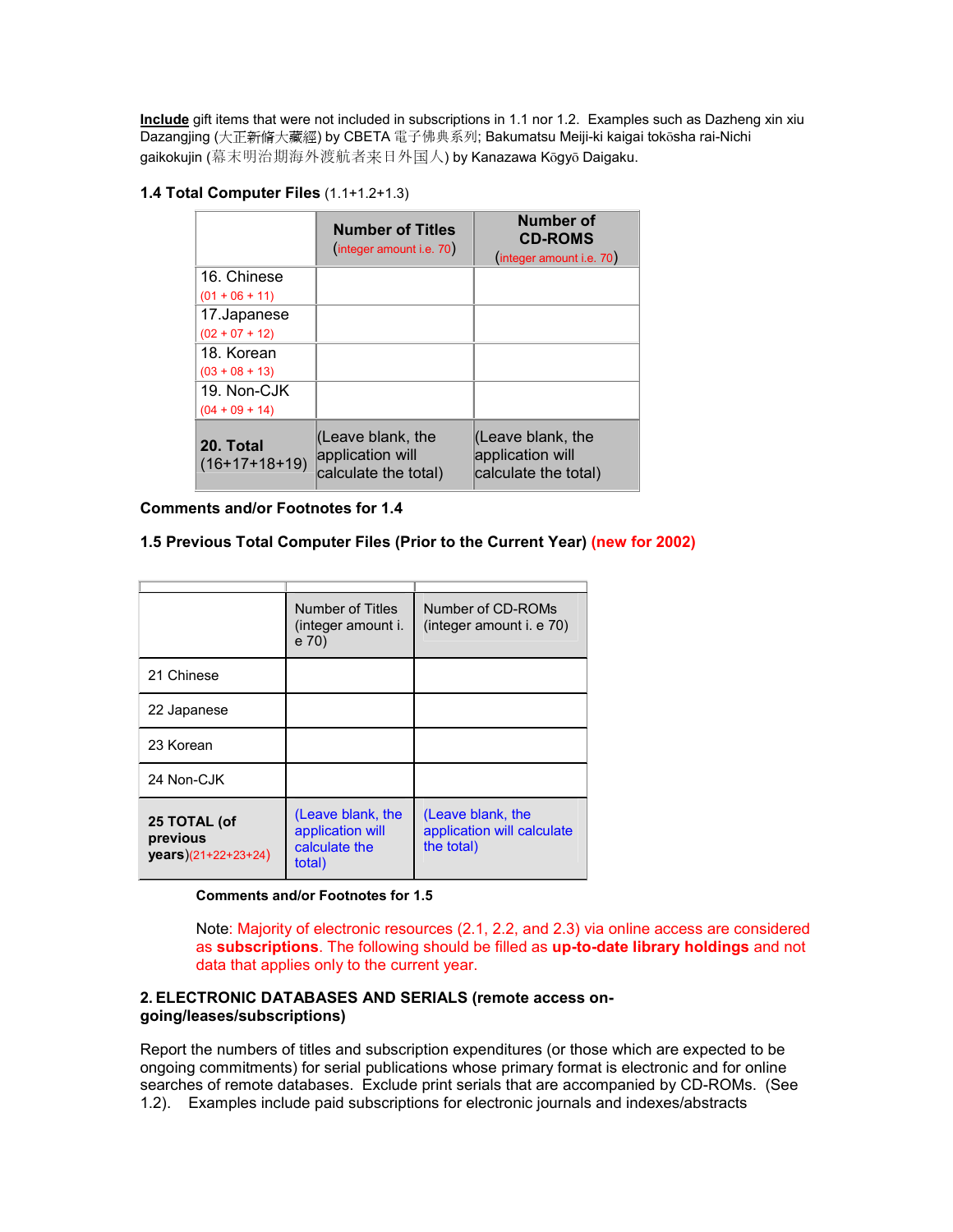**Include** gift items that were not included in subscriptions in 1.1 nor 1.2. Examples such as Dazheng xin xiu Dazangjing (大正新脩大藏經) by CBETA 電子佛典系列; Bakumatsu Meiji-ki kaigai tokōsha rai-Nichi gaikokujin (幕末明治期海外渡航者来日外国人) by Kanazawa Kōgyō Daigaku.

**1.4 Total Computer Files** (1.1+1.2+1.3)

| | **Number of Titles** (integer amount i.e. 70) | **Number of CD-ROMS** (integer amount i.e. 70) |
|---|---|---|
| 16. Chinese (01 + 06 + 11) | | |
| 17.Japanese (02 + 07 + 12) | | |
| 18. Korean (03 + 08 + 13) | | |
| 19. Non-CJK (04 + 09 + 14) | | |
| **20. Total** (16+17+18+19) | (Leave blank, the application will calculate the total) | (Leave blank, the application will calculate the total) |

**Comments and/or Footnotes for 1.4**

**1.5 Previous Total Computer Files (Prior to the Current Year) (new for 2002)**

| | Number of Titles (integer amount i. e 70) | Number of CD-ROMs (integer amount i. e 70) |
|---|---|---|
| 21 Chinese | | |
| 22 Japanese | | |
| 23 Korean | | |
| 24 Non-CJK | | |
| **25 TOTAL (of previous years)**(21+22+23+24) | (Leave blank, the application will calculate the total) | (Leave blank, the application will calculate the total) |

**Comments and/or Footnotes for 1.5**

Note: Majority of electronic resources (2.1, 2.2, and 2.3) via online access are considered as **subscriptions**. The following should be filled as **up-to-date library holdings** and not data that applies only to the current year.

**2. ELECTRONIC DATABASES AND SERIALS (remote access on-going/leases/subscriptions)**

Report the numbers of titles and subscription expenditures (or those which are expected to be ongoing commitments) for serial publications whose primary format is electronic and for online searches of remote databases. Exclude print serials that are accompanied by CD-ROMs. (See 1.2). Examples include paid subscriptions for electronic journals and indexes/abstracts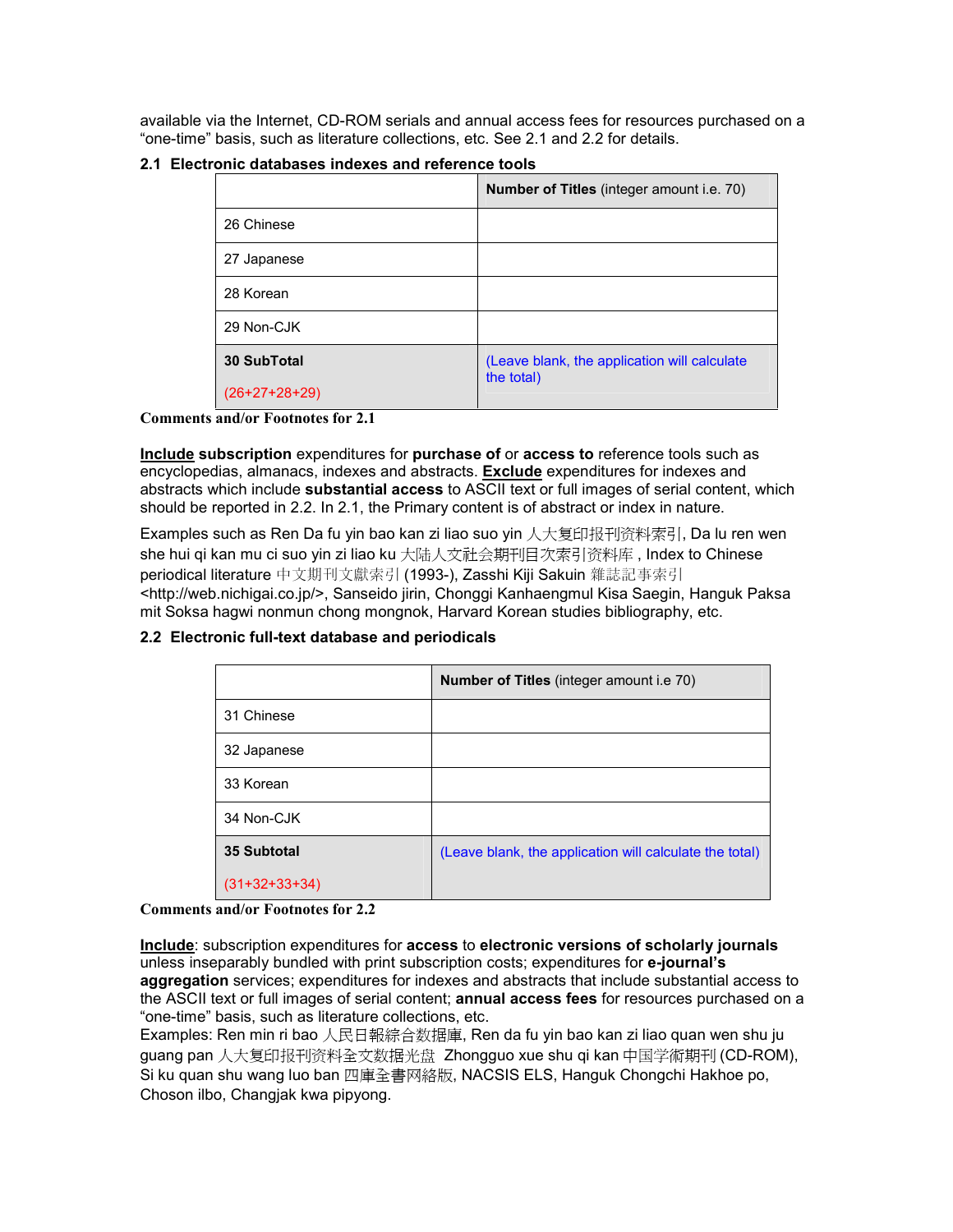available via the Internet, CD-ROM serials and annual access fees for resources purchased on a "one-time" basis, such as literature collections, etc. See 2.1 and 2.2 for details.

### 2.1 Electronic databases indexes and reference tools

| | **Number of Titles** (integer amount i.e. 70) |
|---|---|
| 26 Chinese | |
| 27 Japanese | |
| 28 Korean | |
| 29 Non-CJK | |
| **30 SubTotal** (26+27+28+29) | (Leave blank, the application will calculate the total) |

**Comments and/or Footnotes for 2.1**

**Include subscription** expenditures for **purchase of** or **access to** reference tools such as encyclopedias, almanacs, indexes and abstracts. **Exclude** expenditures for indexes and abstracts which include **substantial access** to ASCII text or full images of serial content, which should be reported in 2.2. In 2.1, the Primary content is of abstract or index in nature.

Examples such as Ren Da fu yin bao kan zi liao suo yin 人大复印报刊资料索引, Da lu ren wen she hui qi kan mu ci suo yin zi liao ku 大陆人文社会期刊目次索引资料库 , Index to Chinese periodical literature 中文期刊文獻索引 (1993-), Zasshi Kiji Sakuin 雑誌記事索引 <http://web.nichigai.co.jp/>, Sanseido jirin, Chonggi Kanhaengmul Kisa Saegin, Hanguk Paksa mit Soksa hagwi nonmun chong mongnok, Harvard Korean studies bibliography, etc.

### 2.2 Electronic full-text database and periodicals

| | **Number of Titles** (integer amount i.e 70) |
|---|---|
| 31 Chinese | |
| 32 Japanese | |
| 33 Korean | |
| 34 Non-CJK | |
| **35 Subtotal** (31+32+33+34) | (Leave blank, the application will calculate the total) |

**Comments and/or Footnotes for 2.2**

**Include**: subscription expenditures for **access** to **electronic versions of scholarly journals** unless inseparably bundled with print subscription costs; expenditures for **e-journal's aggregation** services; expenditures for indexes and abstracts that include substantial access to the ASCII text or full images of serial content; **annual access fees** for resources purchased on a "one-time" basis, such as literature collections, etc.
Examples: Ren min ri bao 人民日報綜合数据庫, Ren da fu yin bao kan zi liao quan wen shu ju guang pan 人大复印报刊资料全文数据光盘 Zhongguo xue shu qi kan 中国学術期刊 (CD-ROM), Si ku quan shu wang luo ban 四庫全書网絡版, NACSIS ELS, Hanguk Chongchi Hakhoe po, Choson ilbo, Changjak kwa pipyong.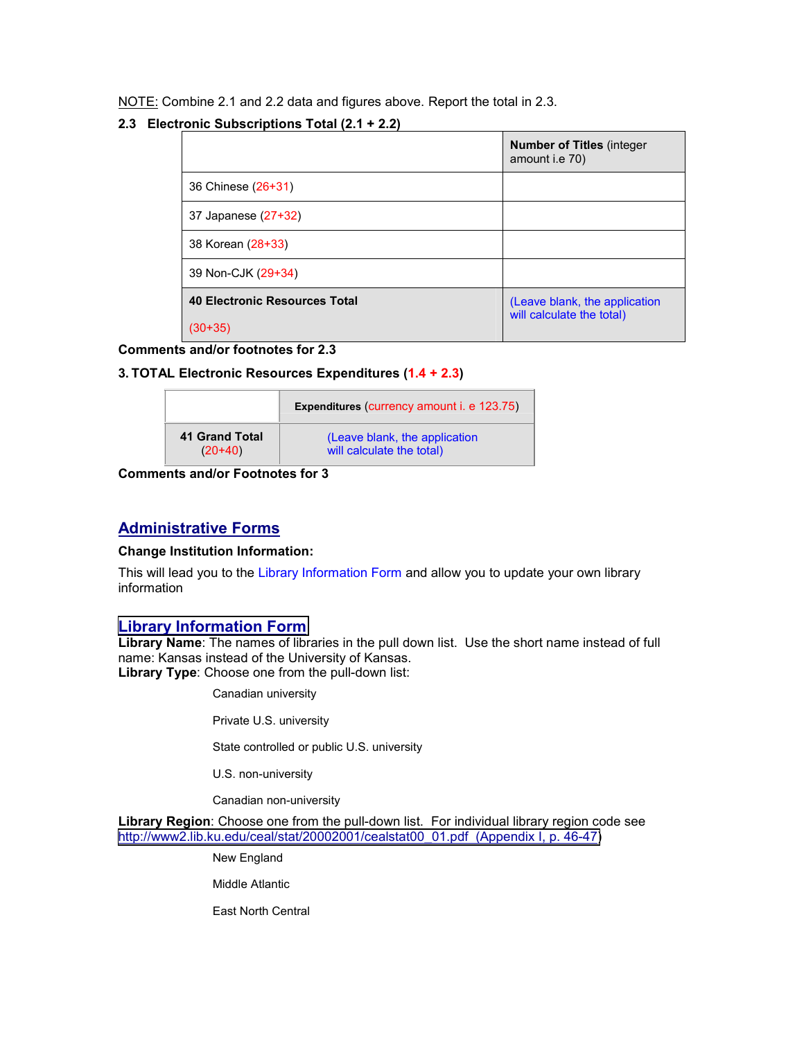NOTE: Combine 2.1 and 2.2 data and figures above. Report the total in 2.3.

**2.3 Electronic Subscriptions Total (2.1 + 2.2)**

| | **Number of Titles** (integer amount i.e 70) |
|---|---|
| 36 Chinese (26+31) | |
| 37 Japanese (27+32) | |
| 38 Korean (28+33) | |
| 39 Non-CJK (29+34) | |
| **40 Electronic Resources Total** (30+35) | (Leave blank, the application will calculate the total) |

**Comments and/or footnotes for 2.3**

**3. TOTAL Electronic Resources Expenditures (1.4 + 2.3)**

| | **Expenditures** (currency amount i. e 123.75) |
|---|---|
| **41 Grand Total** (20+40) | (Leave blank, the application will calculate the total) |

**Comments and/or Footnotes for 3**

## Administrative Forms

**Change Institution Information:**

This will lead you to the Library Information Form and allow you to update your own library information

## Library Information Form

**Library Name**: The names of libraries in the pull down list. Use the short name instead of full name: Kansas instead of the University of Kansas.
**Library Type**: Choose one from the pull-down list:

- Canadian university
- Private U.S. university
- State controlled or public U.S. university
- U.S. non-university
- Canadian non-university

**Library Region**: Choose one from the pull-down list. For individual library region code see http://www2.lib.ku.edu/ceal/stat/20002001/cealstat00_01.pdf (Appendix I, p. 46-47)

- New England
- Middle Atlantic
- East North Central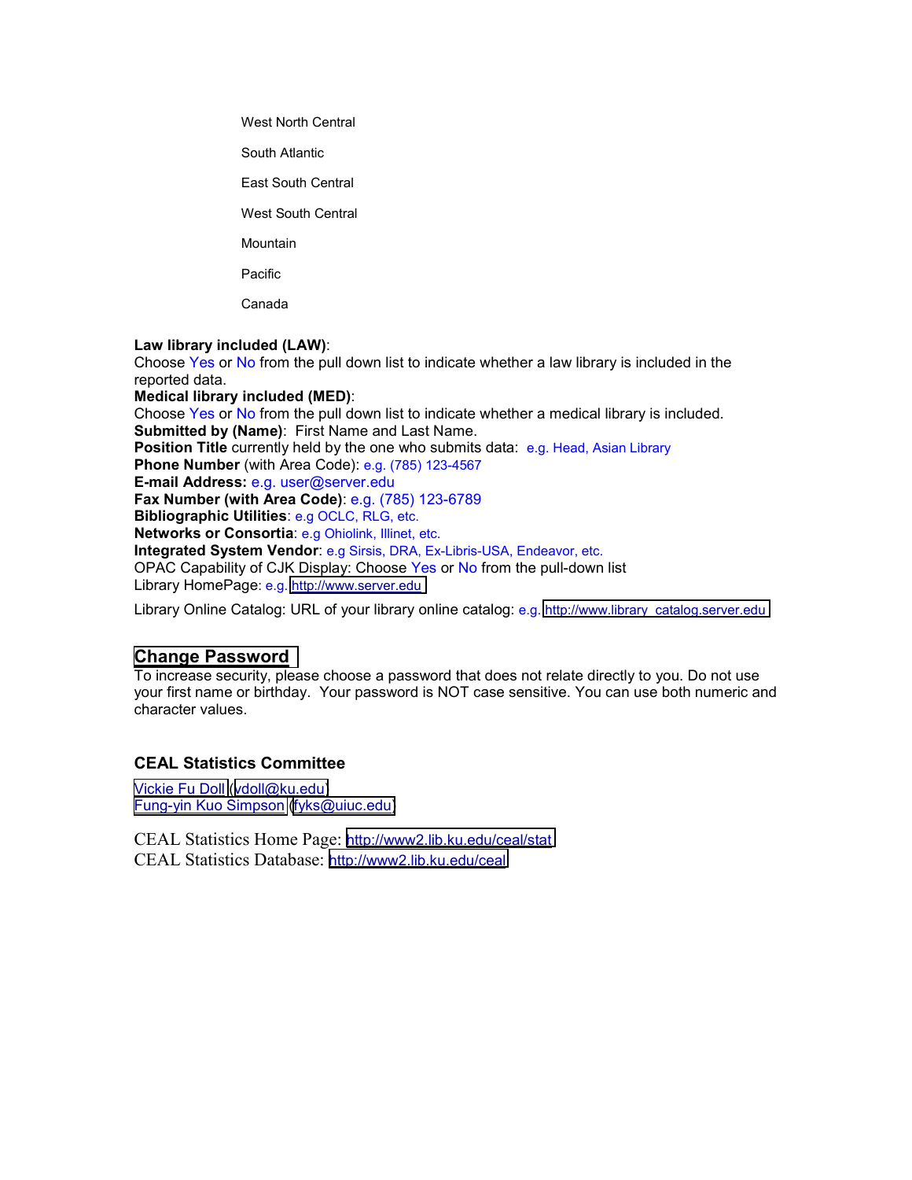West North Central

South Atlantic

East South Central

West South Central

Mountain

Pacific

Canada

**Law library included (LAW)**:
Choose Yes or No from the pull down list to indicate whether a law library is included in the reported data.
**Medical library included (MED)**:
Choose Yes or No from the pull down list to indicate whether a medical library is included.
**Submitted by (Name)**: First Name and Last Name.
**Position Title** currently held by the one who submits data: e.g. Head, Asian Library
**Phone Number** (with Area Code): e.g. (785) 123-4567
**E-mail Address:** e.g. user@server.edu
**Fax Number (with Area Code)**: e.g. (785) 123-6789
**Bibliographic Utilities**: e.g OCLC, RLG, etc.
**Networks or Consortia**: e.g Ohiolink, Illinet, etc.
**Integrated System Vendor**: e.g Sirsis, DRA, Ex-Libris-USA, Endeavor, etc.
OPAC Capability of CJK Display: Choose Yes or No from the pull-down list
Library HomePage: e.g. http://www.server.edu

Library Online Catalog: URL of your library online catalog: e.g. http://www.library_catalog.server.edu

## Change Password

To increase security, please choose a password that does not relate directly to you. Do not use your first name or birthday. Your password is NOT case sensitive. You can use both numeric and character values.

### CEAL Statistics Committee

Vickie Fu Doll (vdoll@ku.edu)
Fung-yin Kuo Simpson (fyks@uiuc.edu)

CEAL Statistics Home Page: http://www2.lib.ku.edu/ceal/stat
CEAL Statistics Database: http://www2.lib.ku.edu/ceal